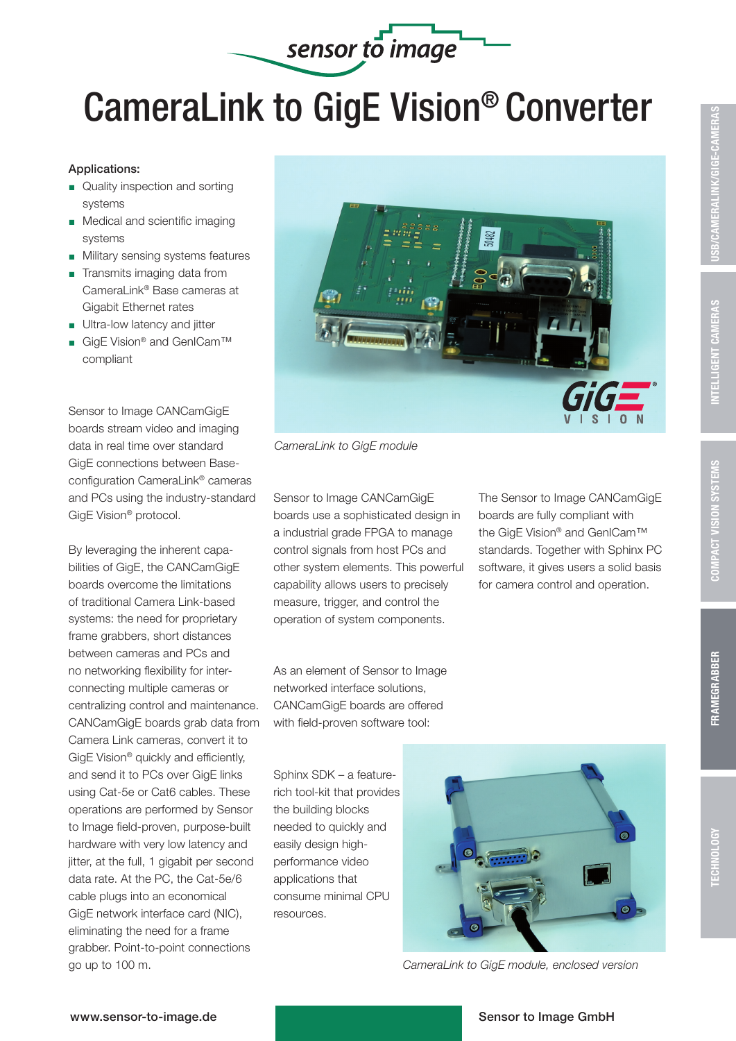# CameraLink to GigE Vision® Converter

**Applications:**

- Quality inspection and sorting systems
- Medical and scientific imaging systems
- Military sensing systems features
- Transmits imaging data from CameraLink® Base cameras at Gigabit Ethernet rates
- Ultra-low latency and jitter
- GigE Vision® and GenICam™ compliant

Sensor to Image CANCamGigE boards stream video and imaging data in real time over standard GigE connections between Base-configuration CameraLink® cameras and PCs using the industry-standard GigE Vision® protocol.

By leveraging the inherent capabilities of GigE, the CANCamGigE boards overcome the limitations of traditional Camera Link-based systems: the need for proprietary frame grabbers, short distances between cameras and PCs and no networking flexibility for interconnecting multiple cameras or centralizing control and maintenance. CANCamGigE boards grab data from Camera Link cameras, convert it to GigE Vision® quickly and efficiently, and send it to PCs over GigE links using Cat-5e or Cat6 cables. These operations are performed by Sensor to Image field-proven, purpose-built hardware with very low latency and jitter, at the full, 1 gigabit per second data rate. At the PC, the Cat-5e/6 cable plugs into an economical GigE network interface card (NIC), eliminating the need for a frame grabber. Point-to-point connections go up to 100 m.

*CameraLink to GigE module*

Sensor to Image CANCamGigE boards use a sophisticated design in a industrial grade FPGA to manage control signals from host PCs and other system elements. This powerful capability allows users to precisely measure, trigger, and control the operation of system components.

The Sensor to Image CANCamGigE boards are fully compliant with the GigE Vision® and GenICam™ standards. Together with Sphinx PC software, it gives users a solid basis for camera control and operation.

As an element of Sensor to Image networked interface solutions, CANCamGigE boards are offered with field-proven software tool:

Sphinx SDK – a feature-rich tool-kit that provides the building blocks needed to quickly and easily design high-performance video applications that consume minimal CPU resources.

*CameraLink to GigE module, enclosed version*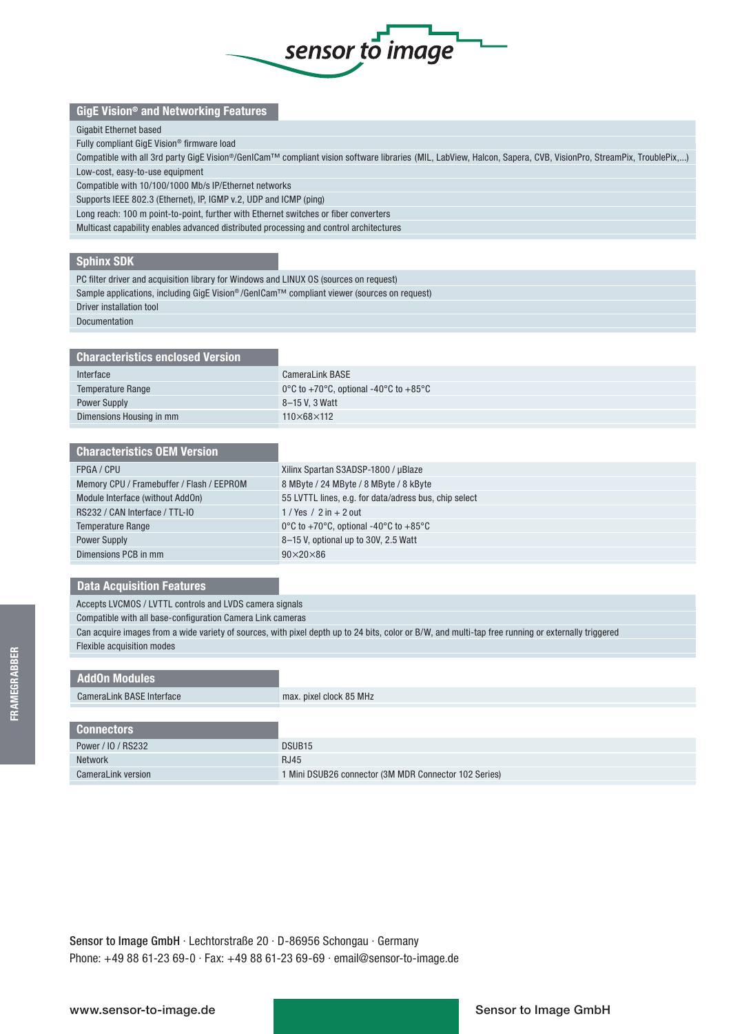## GigE Vision® and Networking Features

- Gigabit Ethernet based
- Fully compliant GigE Vision® firmware load
- Compatible with all 3rd party GigE Vision®/GenICam™ compliant vision software libraries (MIL, LabView, Halcon, Sapera, CVB, VisionPro, StreamPix, TroublePix,...)
- Low-cost, easy-to-use equipment
- Compatible with 10/100/1000 Mb/s IP/Ethernet networks
- Supports IEEE 802.3 (Ethernet), IP, IGMP v.2, UDP and ICMP (ping)
- Long reach: 100 m point-to-point, further with Ethernet switches or fiber converters
- Multicast capability enables advanced distributed processing and control architectures

## Sphinx SDK

- PC filter driver and acquisition library for Windows and LINUX OS (sources on request)
- Sample applications, including GigE Vision® /GenICam™ compliant viewer (sources on request)
- Driver installation tool
- Documentation

## Characteristics enclosed Version

| | |
|---|---|
| Interface | CameraLink BASE |
| Temperature Range | 0°C to +70°C, optional -40°C to +85°C |
| Power Supply | 8–15 V, 3 Watt |
| Dimensions Housing in mm | 110×68×112 |

## Characteristics OEM Version

| | |
|---|---|
| FPGA / CPU | Xilinx Spartan S3ADSP-1800 / µBlaze |
| Memory CPU / Framebuffer / Flash / EEPROM | 8 MByte / 24 MByte / 8 MByte / 8 kByte |
| Module Interface (without AddOn) | 55 LVTTL lines, e.g. for data/adress bus, chip select |
| RS232 / CAN Interface / TTL-IO | 1 / Yes / 2 in + 2 out |
| Temperature Range | 0°C to +70°C, optional -40°C to +85°C |
| Power Supply | 8–15 V, optional up to 30V, 2.5 Watt |
| Dimensions PCB in mm | 90×20×86 |

## Data Acquisition Features

- Accepts LVCMOS / LVTTL controls and LVDS camera signals
- Compatible with all base-configuration Camera Link cameras
- Can acquire images from a wide variety of sources, with pixel depth up to 24 bits, color or B/W, and multi-tap free running or externally triggered
- Flexible acquisition modes

## AddOn Modules

| | |
|---|---|
| CameraLink BASE Interface | max. pixel clock 85 MHz |

## Connectors

| | |
|---|---|
| Power / IO / RS232 | DSUB15 |
| Network | RJ45 |
| CameraLink version | 1 Mini DSUB26 connector (3M MDR Connector 102 Series) |

Sensor to Image GmbH · Lechtorstraße 20 · D-86956 Schongau · Germany
Phone: +49 88 61-23 69-0 · Fax: +49 88 61-23 69-69 · email@sensor-to-image.de

www.sensor-to-image.de

Sensor to Image GmbH